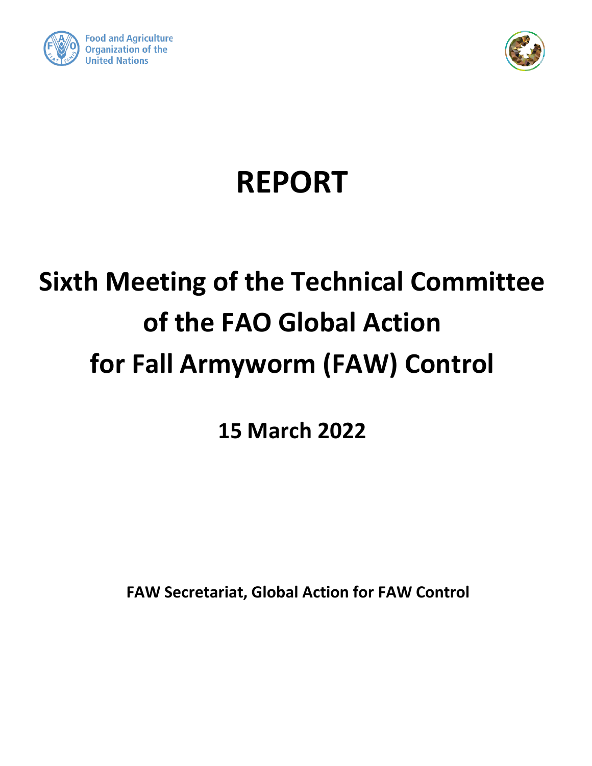Food and Agriculture Organization of the United Nations

# REPORT

# Sixth Meeting of the Technical Committee of the FAO Global Action for Fall Armyworm (FAW) Control

## 15 March 2022

**FAW Secretariat, Global Action for FAW Control**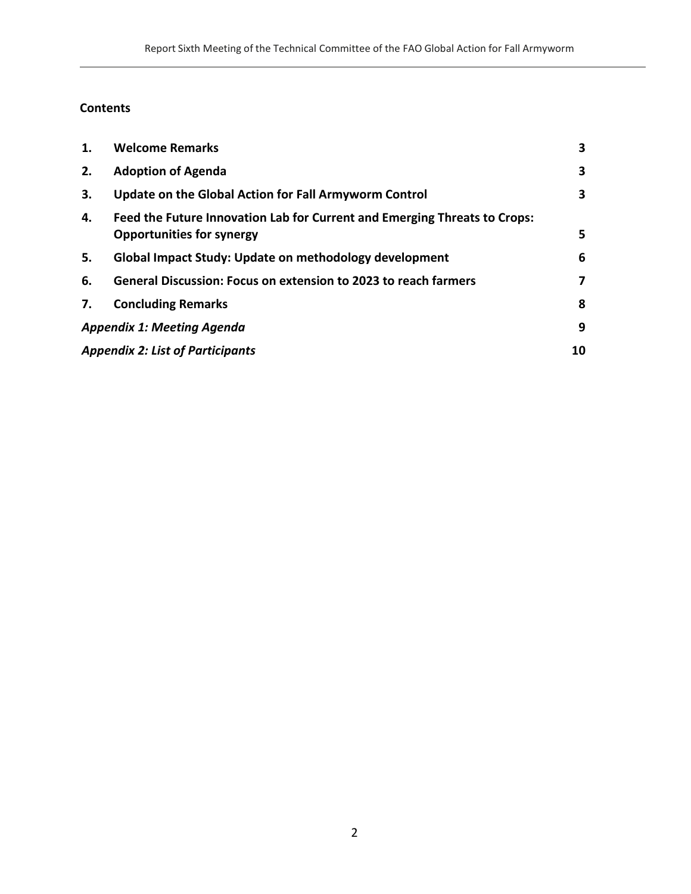## Contents

| | | |
|---|---|---|
| **1.** | **Welcome Remarks** | **3** |
| **2.** | **Adoption of Agenda** | **3** |
| **3.** | **Update on the Global Action for Fall Armyworm Control** | **3** |
| **4.** | **Feed the Future Innovation Lab for Current and Emerging Threats to Crops: Opportunities for synergy** | **5** |
| **5.** | **Global Impact Study: Update on methodology development** | **6** |
| **6.** | **General Discussion: Focus on extension to 2023 to reach farmers** | **7** |
| **7.** | **Concluding Remarks** | **8** |
| ***Appendix 1: Meeting Agenda*** | | **9** |
| ***Appendix 2: List of Participants*** | | **10** |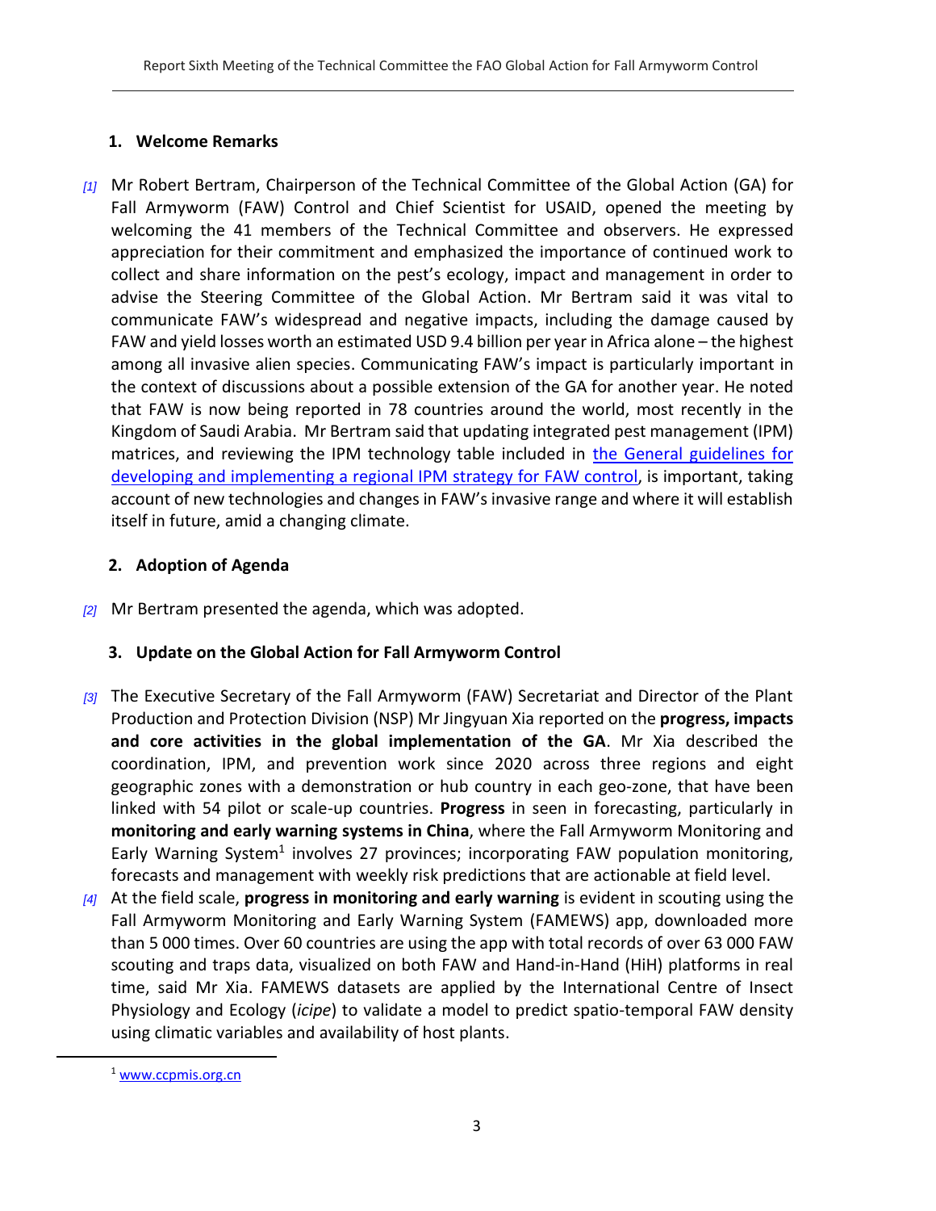## 1. Welcome Remarks

*[1]* Mr Robert Bertram, Chairperson of the Technical Committee of the Global Action (GA) for Fall Armyworm (FAW) Control and Chief Scientist for USAID, opened the meeting by welcoming the 41 members of the Technical Committee and observers. He expressed appreciation for their commitment and emphasized the importance of continued work to collect and share information on the pest's ecology, impact and management in order to advise the Steering Committee of the Global Action. Mr Bertram said it was vital to communicate FAW's widespread and negative impacts, including the damage caused by FAW and yield losses worth an estimated USD 9.4 billion per year in Africa alone – the highest among all invasive alien species. Communicating FAW's impact is particularly important in the context of discussions about a possible extension of the GA for another year. He noted that FAW is now being reported in 78 countries around the world, most recently in the Kingdom of Saudi Arabia. Mr Bertram said that updating integrated pest management (IPM) matrices, and reviewing the IPM technology table included in the General guidelines for developing and implementing a regional IPM strategy for FAW control, is important, taking account of new technologies and changes in FAW's invasive range and where it will establish itself in future, amid a changing climate.

## 2. Adoption of Agenda

*[2]* Mr Bertram presented the agenda, which was adopted.

## 3. Update on the Global Action for Fall Armyworm Control

*[3]* The Executive Secretary of the Fall Armyworm (FAW) Secretariat and Director of the Plant Production and Protection Division (NSP) Mr Jingyuan Xia reported on the **progress, impacts and core activities in the global implementation of the GA**. Mr Xia described the coordination, IPM, and prevention work since 2020 across three regions and eight geographic zones with a demonstration or hub country in each geo-zone, that have been linked with 54 pilot or scale-up countries. **Progress** in seen in forecasting, particularly in **monitoring and early warning systems in China**, where the Fall Armyworm Monitoring and Early Warning System[1] involves 27 provinces; incorporating FAW population monitoring, forecasts and management with weekly risk predictions that are actionable at field level.

*[4]* At the field scale, **progress in monitoring and early warning** is evident in scouting using the Fall Armyworm Monitoring and Early Warning System (FAMEWS) app, downloaded more than 5 000 times. Over 60 countries are using the app with total records of over 63 000 FAW scouting and traps data, visualized on both FAW and Hand-in-Hand (HiH) platforms in real time, said Mr Xia. FAMEWS datasets are applied by the International Centre of Insect Physiology and Ecology (*icipe*) to validate a model to predict spatio-temporal FAW density using climatic variables and availability of host plants.

---

[1] www.ccpmis.org.cn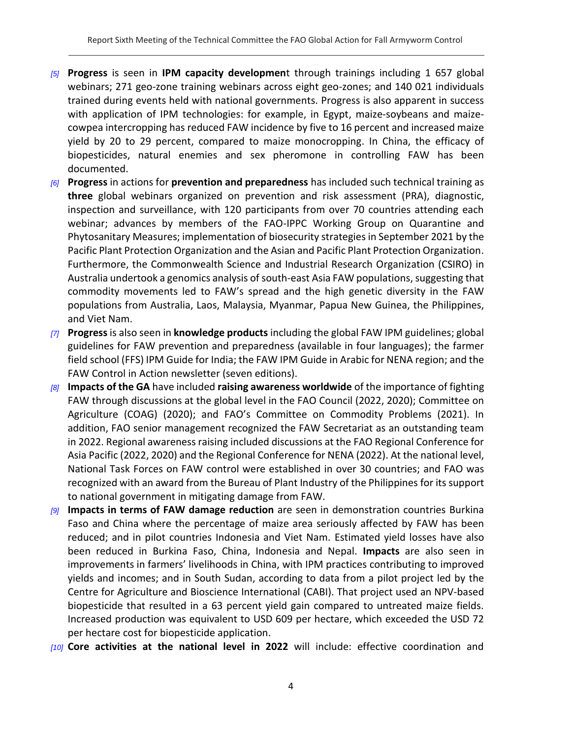*[5]* **Progress** is seen in **IPM capacity developmen**t through trainings including 1 657 global webinars; 271 geo-zone training webinars across eight geo-zones; and 140 021 individuals trained during events held with national governments. Progress is also apparent in success with application of IPM technologies: for example, in Egypt, maize-soybeans and maize-cowpea intercropping has reduced FAW incidence by five to 16 percent and increased maize yield by 20 to 29 percent, compared to maize monocropping. In China, the efficacy of biopesticides, natural enemies and sex pheromone in controlling FAW has been documented.

*[6]* **Progress** in actions for **prevention and preparedness** has included such technical training as **three** global webinars organized on prevention and risk assessment (PRA), diagnostic, inspection and surveillance, with 120 participants from over 70 countries attending each webinar; advances by members of the FAO-IPPC Working Group on Quarantine and Phytosanitary Measures; implementation of biosecurity strategies in September 2021 by the Pacific Plant Protection Organization and the Asian and Pacific Plant Protection Organization. Furthermore, the Commonwealth Science and Industrial Research Organization (CSIRO) in Australia undertook a genomics analysis of south-east Asia FAW populations, suggesting that commodity movements led to FAW's spread and the high genetic diversity in the FAW populations from Australia, Laos, Malaysia, Myanmar, Papua New Guinea, the Philippines, and Viet Nam.

*[7]* **Progress** is also seen in **knowledge products** including the global FAW IPM guidelines; global guidelines for FAW prevention and preparedness (available in four languages); the farmer field school (FFS) IPM Guide for India; the FAW IPM Guide in Arabic for NENA region; and the FAW Control in Action newsletter (seven editions).

*[8]* **Impacts of the GA** have included **raising awareness worldwide** of the importance of fighting FAW through discussions at the global level in the FAO Council (2022, 2020); Committee on Agriculture (COAG) (2020); and FAO's Committee on Commodity Problems (2021). In addition, FAO senior management recognized the FAW Secretariat as an outstanding team in 2022. Regional awareness raising included discussions at the FAO Regional Conference for Asia Pacific (2022, 2020) and the Regional Conference for NENA (2022). At the national level, National Task Forces on FAW control were established in over 30 countries; and FAO was recognized with an award from the Bureau of Plant Industry of the Philippines for its support to national government in mitigating damage from FAW.

*[9]* **Impacts in terms of FAW damage reduction** are seen in demonstration countries Burkina Faso and China where the percentage of maize area seriously affected by FAW has been reduced; and in pilot countries Indonesia and Viet Nam. Estimated yield losses have also been reduced in Burkina Faso, China, Indonesia and Nepal. **Impacts** are also seen in improvements in farmers' livelihoods in China, with IPM practices contributing to improved yields and incomes; and in South Sudan, according to data from a pilot project led by the Centre for Agriculture and Bioscience International (CABI). That project used an NPV-based biopesticide that resulted in a 63 percent yield gain compared to untreated maize fields. Increased production was equivalent to USD 609 per hectare, which exceeded the USD 72 per hectare cost for biopesticide application.

*[10]* **Core activities at the national level in 2022** will include: effective coordination and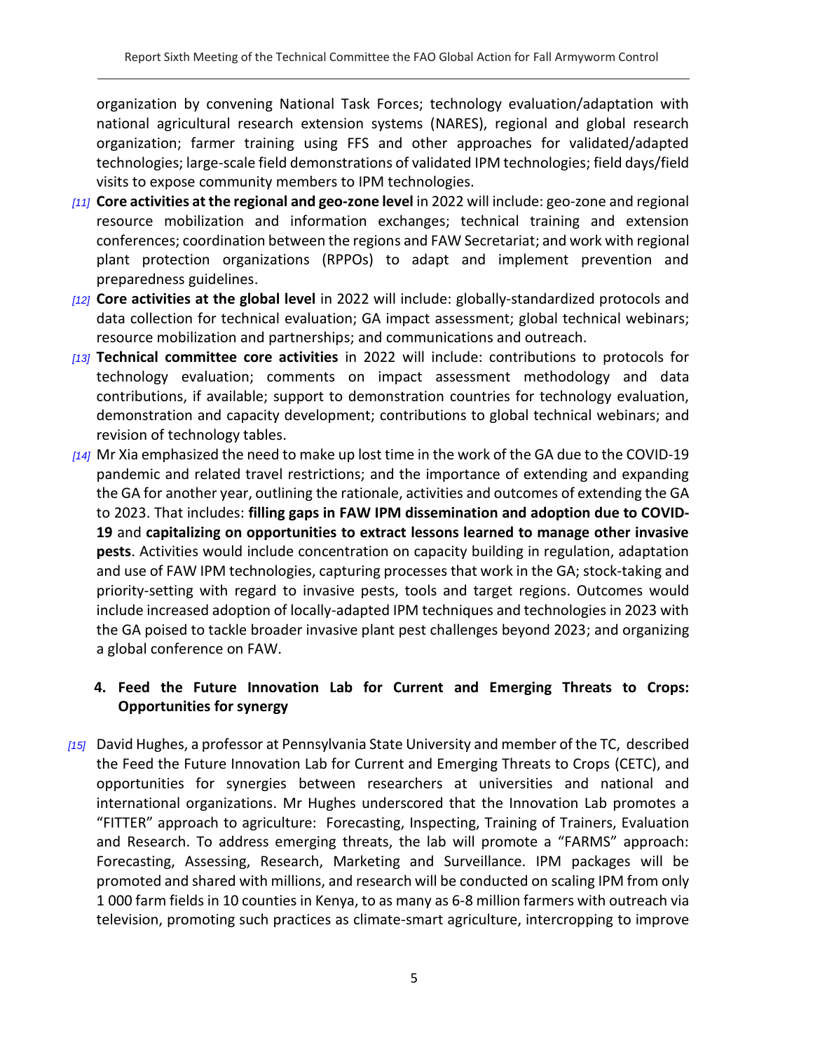organization by convening National Task Forces; technology evaluation/adaptation with national agricultural research extension systems (NARES), regional and global research organization; farmer training using FFS and other approaches for validated/adapted technologies; large-scale field demonstrations of validated IPM technologies; field days/field visits to expose community members to IPM technologies.

*[11]* **Core activities at the regional and geo-zone level** in 2022 will include: geo-zone and regional resource mobilization and information exchanges; technical training and extension conferences; coordination between the regions and FAW Secretariat; and work with regional plant protection organizations (RPPOs) to adapt and implement prevention and preparedness guidelines.

*[12]* **Core activities at the global level** in 2022 will include: globally-standardized protocols and data collection for technical evaluation; GA impact assessment; global technical webinars; resource mobilization and partnerships; and communications and outreach.

*[13]* **Technical committee core activities** in 2022 will include: contributions to protocols for technology evaluation; comments on impact assessment methodology and data contributions, if available; support to demonstration countries for technology evaluation, demonstration and capacity development; contributions to global technical webinars; and revision of technology tables.

*[14]* Mr Xia emphasized the need to make up lost time in the work of the GA due to the COVID-19 pandemic and related travel restrictions; and the importance of extending and expanding the GA for another year, outlining the rationale, activities and outcomes of extending the GA to 2023. That includes: **filling gaps in FAW IPM dissemination and adoption due to COVID-19** and **capitalizing on opportunities to extract lessons learned to manage other invasive pests**. Activities would include concentration on capacity building in regulation, adaptation and use of FAW IPM technologies, capturing processes that work in the GA; stock-taking and priority-setting with regard to invasive pests, tools and target regions. Outcomes would include increased adoption of locally-adapted IPM techniques and technologies in 2023 with the GA poised to tackle broader invasive plant pest challenges beyond 2023; and organizing a global conference on FAW.

## 4. Feed the Future Innovation Lab for Current and Emerging Threats to Crops: Opportunities for synergy

*[15]* David Hughes, a professor at Pennsylvania State University and member of the TC, described the Feed the Future Innovation Lab for Current and Emerging Threats to Crops (CETC), and opportunities for synergies between researchers at universities and national and international organizations. Mr Hughes underscored that the Innovation Lab promotes a "FITTER" approach to agriculture: Forecasting, Inspecting, Training of Trainers, Evaluation and Research. To address emerging threats, the lab will promote a "FARMS" approach: Forecasting, Assessing, Research, Marketing and Surveillance. IPM packages will be promoted and shared with millions, and research will be conducted on scaling IPM from only 1 000 farm fields in 10 counties in Kenya, to as many as 6-8 million farmers with outreach via television, promoting such practices as climate-smart agriculture, intercropping to improve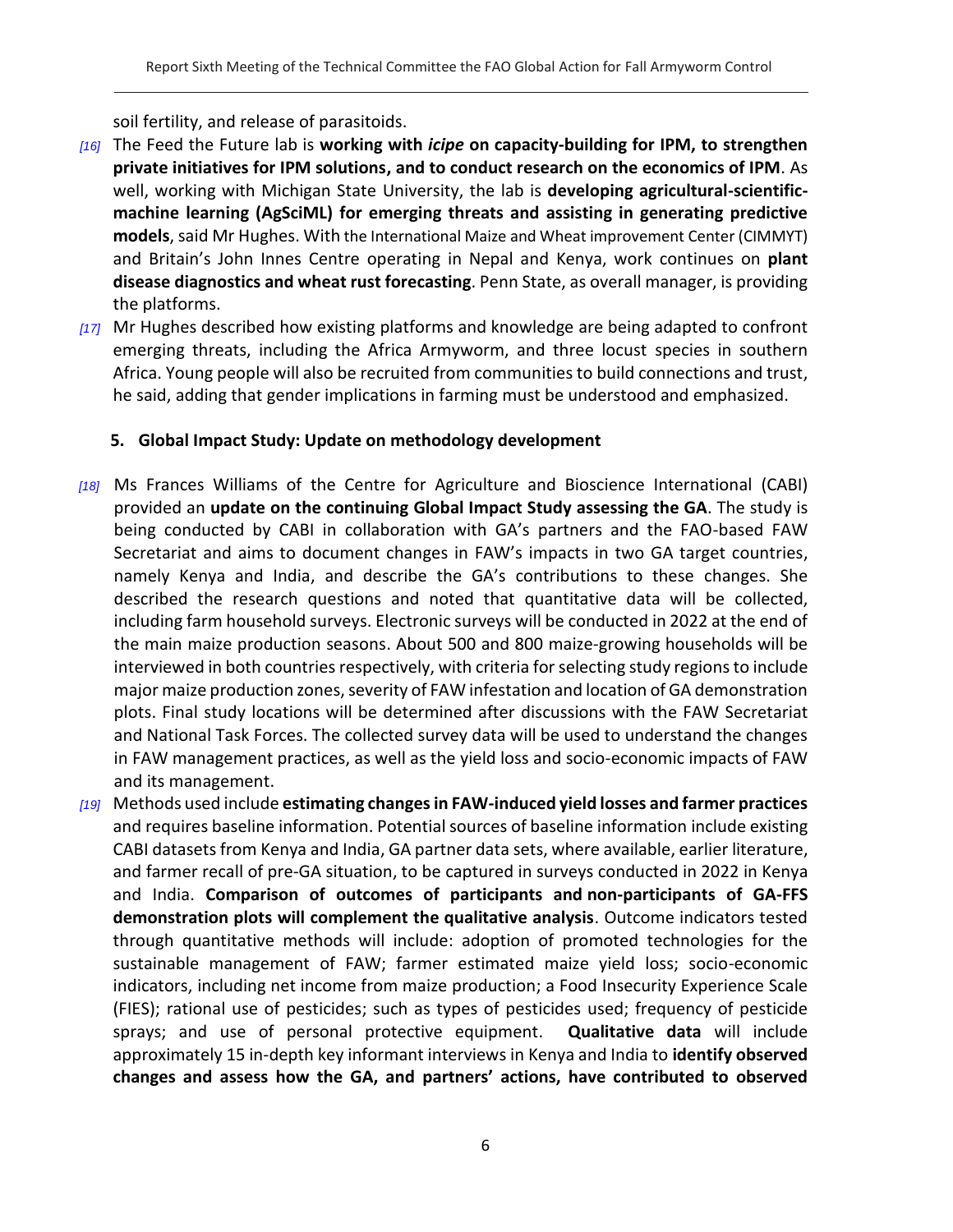soil fertility, and release of parasitoids.

*[16]* The Feed the Future lab is **working with *icipe* on capacity-building for IPM, to strengthen private initiatives for IPM solutions, and to conduct research on the economics of IPM**. As well, working with Michigan State University, the lab is **developing agricultural-scientific-machine learning (AgSciML) for emerging threats and assisting in generating predictive models**, said Mr Hughes. With the International Maize and Wheat improvement Center (CIMMYT) and Britain's John Innes Centre operating in Nepal and Kenya, work continues on **plant disease diagnostics and wheat rust forecasting**. Penn State, as overall manager, is providing the platforms.

*[17]* Mr Hughes described how existing platforms and knowledge are being adapted to confront emerging threats, including the Africa Armyworm, and three locust species in southern Africa. Young people will also be recruited from communities to build connections and trust, he said, adding that gender implications in farming must be understood and emphasized.

## 5. Global Impact Study: Update on methodology development

*[18]* Ms Frances Williams of the Centre for Agriculture and Bioscience International (CABI) provided an **update on the continuing Global Impact Study assessing the GA**. The study is being conducted by CABI in collaboration with GA's partners and the FAO-based FAW Secretariat and aims to document changes in FAW's impacts in two GA target countries, namely Kenya and India, and describe the GA's contributions to these changes. She described the research questions and noted that quantitative data will be collected, including farm household surveys. Electronic surveys will be conducted in 2022 at the end of the main maize production seasons. About 500 and 800 maize-growing households will be interviewed in both countries respectively, with criteria for selecting study regions to include major maize production zones, severity of FAW infestation and location of GA demonstration plots. Final study locations will be determined after discussions with the FAW Secretariat and National Task Forces. The collected survey data will be used to understand the changes in FAW management practices, as well as the yield loss and socio-economic impacts of FAW and its management.

*[19]* Methods used include **estimating changes in FAW-induced yield losses and farmer practices** and requires baseline information. Potential sources of baseline information include existing CABI datasets from Kenya and India, GA partner data sets, where available, earlier literature, and farmer recall of pre-GA situation, to be captured in surveys conducted in 2022 in Kenya and India. **Comparison of outcomes of participants and non-participants of GA-FFS demonstration plots will complement the qualitative analysis**. Outcome indicators tested through quantitative methods will include: adoption of promoted technologies for the sustainable management of FAW; farmer estimated maize yield loss; socio-economic indicators, including net income from maize production; a Food Insecurity Experience Scale (FIES); rational use of pesticides; such as types of pesticides used; frequency of pesticide sprays; and use of personal protective equipment. **Qualitative data** will include approximately 15 in-depth key informant interviews in Kenya and India to **identify observed changes and assess how the GA, and partners' actions, have contributed to observed**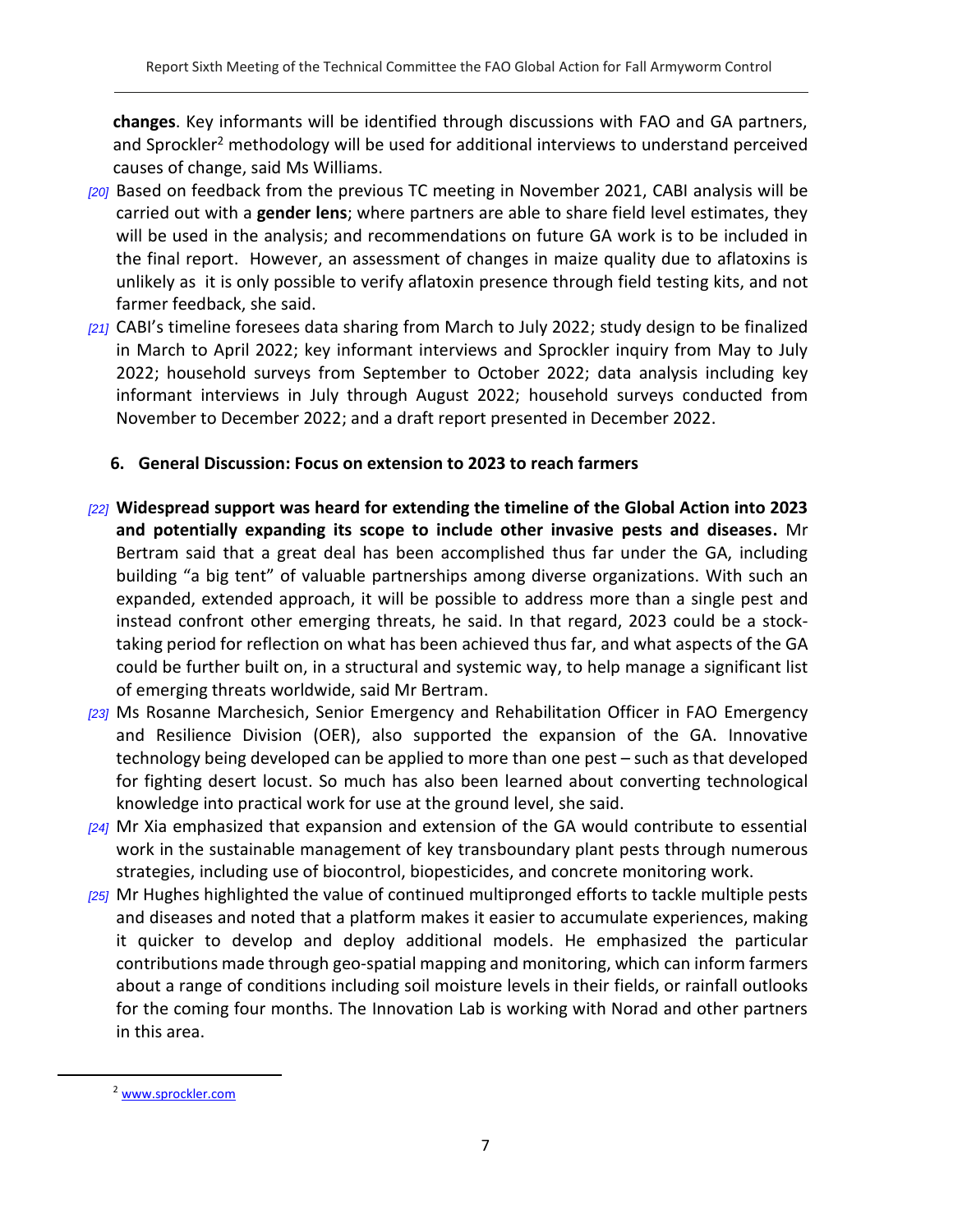**changes**. Key informants will be identified through discussions with FAO and GA partners, and Sprockler[2] methodology will be used for additional interviews to understand perceived causes of change, said Ms Williams.

*[20]* Based on feedback from the previous TC meeting in November 2021, CABI analysis will be carried out with a **gender lens**; where partners are able to share field level estimates, they will be used in the analysis; and recommendations on future GA work is to be included in the final report. However, an assessment of changes in maize quality due to aflatoxins is unlikely as it is only possible to verify aflatoxin presence through field testing kits, and not farmer feedback, she said.

*[21]* CABI's timeline foresees data sharing from March to July 2022; study design to be finalized in March to April 2022; key informant interviews and Sprockler inquiry from May to July 2022; household surveys from September to October 2022; data analysis including key informant interviews in July through August 2022; household surveys conducted from November to December 2022; and a draft report presented in December 2022.

## 6. General Discussion: Focus on extension to 2023 to reach farmers

*[22]* **Widespread support was heard for extending the timeline of the Global Action into 2023 and potentially expanding its scope to include other invasive pests and diseases.** Mr Bertram said that a great deal has been accomplished thus far under the GA, including building "a big tent" of valuable partnerships among diverse organizations. With such an expanded, extended approach, it will be possible to address more than a single pest and instead confront other emerging threats, he said. In that regard, 2023 could be a stock-taking period for reflection on what has been achieved thus far, and what aspects of the GA could be further built on, in a structural and systemic way, to help manage a significant list of emerging threats worldwide, said Mr Bertram.

*[23]* Ms Rosanne Marchesich, Senior Emergency and Rehabilitation Officer in FAO Emergency and Resilience Division (OER), also supported the expansion of the GA. Innovative technology being developed can be applied to more than one pest – such as that developed for fighting desert locust. So much has also been learned about converting technological knowledge into practical work for use at the ground level, she said.

*[24]* Mr Xia emphasized that expansion and extension of the GA would contribute to essential work in the sustainable management of key transboundary plant pests through numerous strategies, including use of biocontrol, biopesticides, and concrete monitoring work.

*[25]* Mr Hughes highlighted the value of continued multipronged efforts to tackle multiple pests and diseases and noted that a platform makes it easier to accumulate experiences, making it quicker to develop and deploy additional models. He emphasized the particular contributions made through geo-spatial mapping and monitoring, which can inform farmers about a range of conditions including soil moisture levels in their fields, or rainfall outlooks for the coming four months. The Innovation Lab is working with Norad and other partners in this area.

---

[2] www.sprockler.com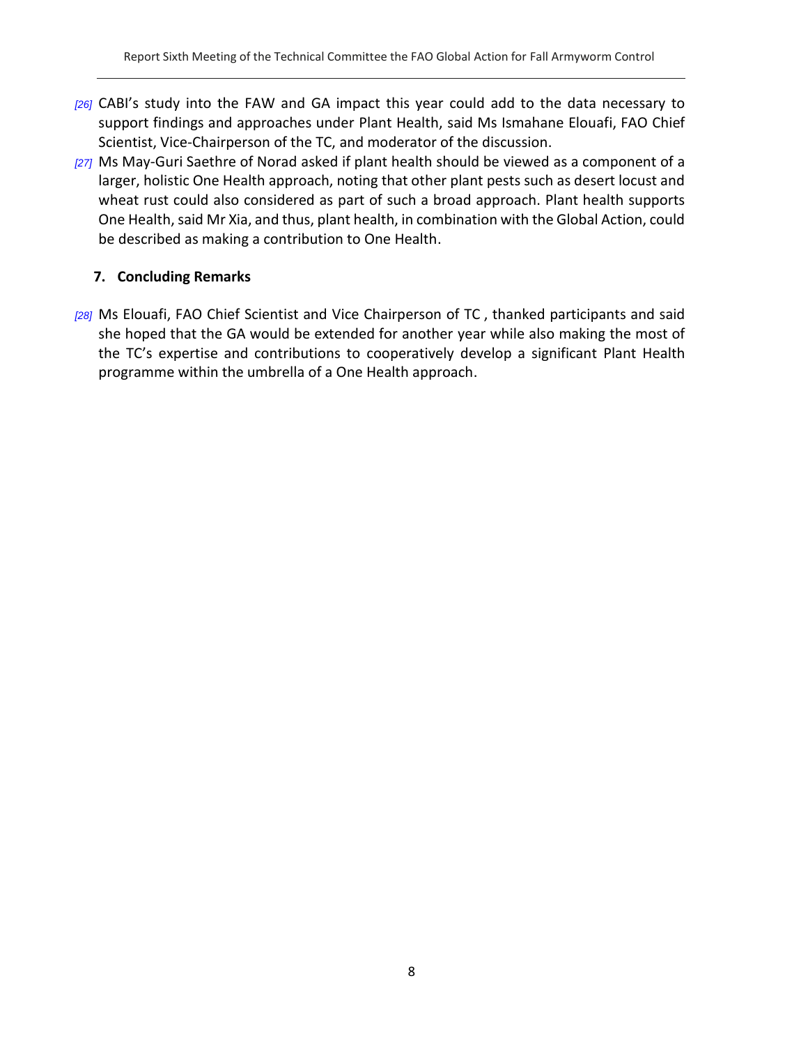[26] CABI's study into the FAW and GA impact this year could add to the data necessary to support findings and approaches under Plant Health, said Ms Ismahane Elouafi, FAO Chief Scientist, Vice-Chairperson of the TC, and moderator of the discussion.

[27] Ms May-Guri Saethre of Norad asked if plant health should be viewed as a component of a larger, holistic One Health approach, noting that other plant pests such as desert locust and wheat rust could also considered as part of such a broad approach. Plant health supports One Health, said Mr Xia, and thus, plant health, in combination with the Global Action, could be described as making a contribution to One Health.

## 7. Concluding Remarks

[28] Ms Elouafi, FAO Chief Scientist and Vice Chairperson of TC , thanked participants and said she hoped that the GA would be extended for another year while also making the most of the TC's expertise and contributions to cooperatively develop a significant Plant Health programme within the umbrella of a One Health approach.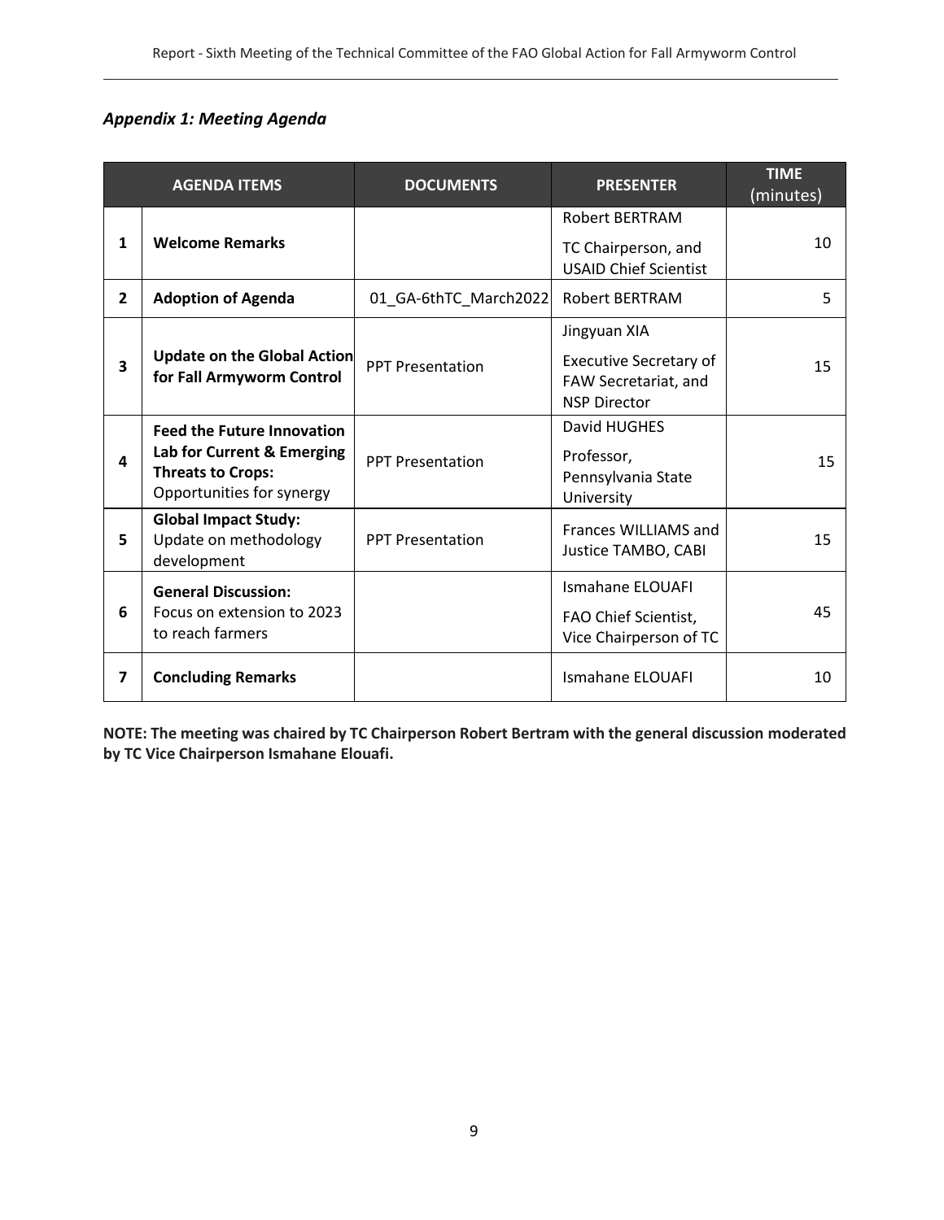*Appendix 1: Meeting Agenda*

| | AGENDA ITEMS | DOCUMENTS | PRESENTER | TIME (minutes) |
|---|---|---|---|---|
| 1 | **Welcome Remarks** | | Robert BERTRAM<br>TC Chairperson, and USAID Chief Scientist | 10 |
| 2 | **Adoption of Agenda** | 01_GA-6thTC_March2022 | Robert BERTRAM | 5 |
| 3 | **Update on the Global Action for Fall Armyworm Control** | PPT Presentation | Jingyuan XIA<br>Executive Secretary of FAW Secretariat, and NSP Director | 15 |
| 4 | **Feed the Future Innovation Lab for Current & Emerging Threats to Crops:** Opportunities for synergy | PPT Presentation | David HUGHES<br>Professor, Pennsylvania State University | 15 |
| 5 | **Global Impact Study:** Update on methodology development | PPT Presentation | Frances WILLIAMS and Justice TAMBO, CABI | 15 |
| 6 | **General Discussion:** Focus on extension to 2023 to reach farmers | | Ismahane ELOUAFI<br>FAO Chief Scientist, Vice Chairperson of TC | 45 |
| 7 | **Concluding Remarks** | | Ismahane ELOUAFI | 10 |

**NOTE: The meeting was chaired by TC Chairperson Robert Bertram with the general discussion moderated by TC Vice Chairperson Ismahane Elouafi.**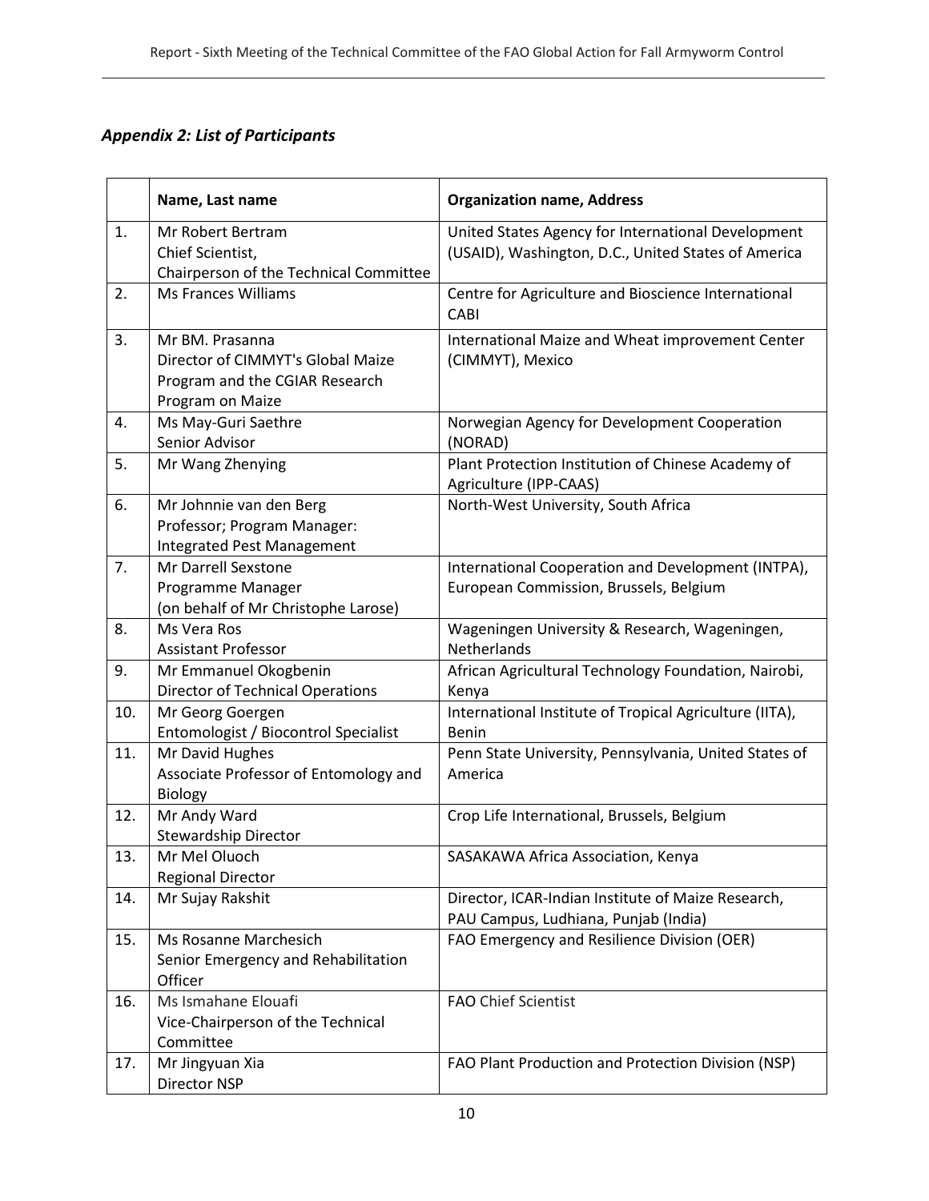### *Appendix 2: List of Participants*

| | Name, Last name | Organization name, Address |
|---|---|---|
| 1. | Mr Robert Bertram<br>Chief Scientist,<br>Chairperson of the Technical Committee | United States Agency for International Development (USAID), Washington, D.C., United States of America |
| 2. | Ms Frances Williams | Centre for Agriculture and Bioscience International CABI |
| 3. | Mr BM. Prasanna<br>Director of CIMMYT's Global Maize Program and the CGIAR Research Program on Maize | International Maize and Wheat improvement Center (CIMMYT), Mexico |
| 4. | Ms May-Guri Saethre<br>Senior Advisor | Norwegian Agency for Development Cooperation (NORAD) |
| 5. | Mr Wang Zhenying | Plant Protection Institution of Chinese Academy of Agriculture (IPP-CAAS) |
| 6. | Mr Johnnie van den Berg<br>Professor; Program Manager: Integrated Pest Management | North-West University, South Africa |
| 7. | Mr Darrell Sexstone<br>Programme Manager<br>(on behalf of Mr Christophe Larose) | International Cooperation and Development (INTPA), European Commission, Brussels, Belgium |
| 8. | Ms Vera Ros<br>Assistant Professor | Wageningen University & Research, Wageningen, Netherlands |
| 9. | Mr Emmanuel Okogbenin<br>Director of Technical Operations | African Agricultural Technology Foundation, Nairobi, Kenya |
| 10. | Mr Georg Goergen<br>Entomologist / Biocontrol Specialist | International Institute of Tropical Agriculture (IITA), Benin |
| 11. | Mr David Hughes<br>Associate Professor of Entomology and Biology | Penn State University, Pennsylvania, United States of America |
| 12. | Mr Andy Ward<br>Stewardship Director | Crop Life International, Brussels, Belgium |
| 13. | Mr Mel Oluoch<br>Regional Director | SASAKAWA Africa Association, Kenya |
| 14. | Mr Sujay Rakshit | Director, ICAR-Indian Institute of Maize Research, PAU Campus, Ludhiana, Punjab (India) |
| 15. | Ms Rosanne Marchesich<br>Senior Emergency and Rehabilitation Officer | FAO Emergency and Resilience Division (OER) |
| 16. | Ms Ismahane Elouafi<br>Vice-Chairperson of the Technical Committee | FAO Chief Scientist |
| 17. | Mr Jingyuan Xia<br>Director NSP | FAO Plant Production and Protection Division (NSP) |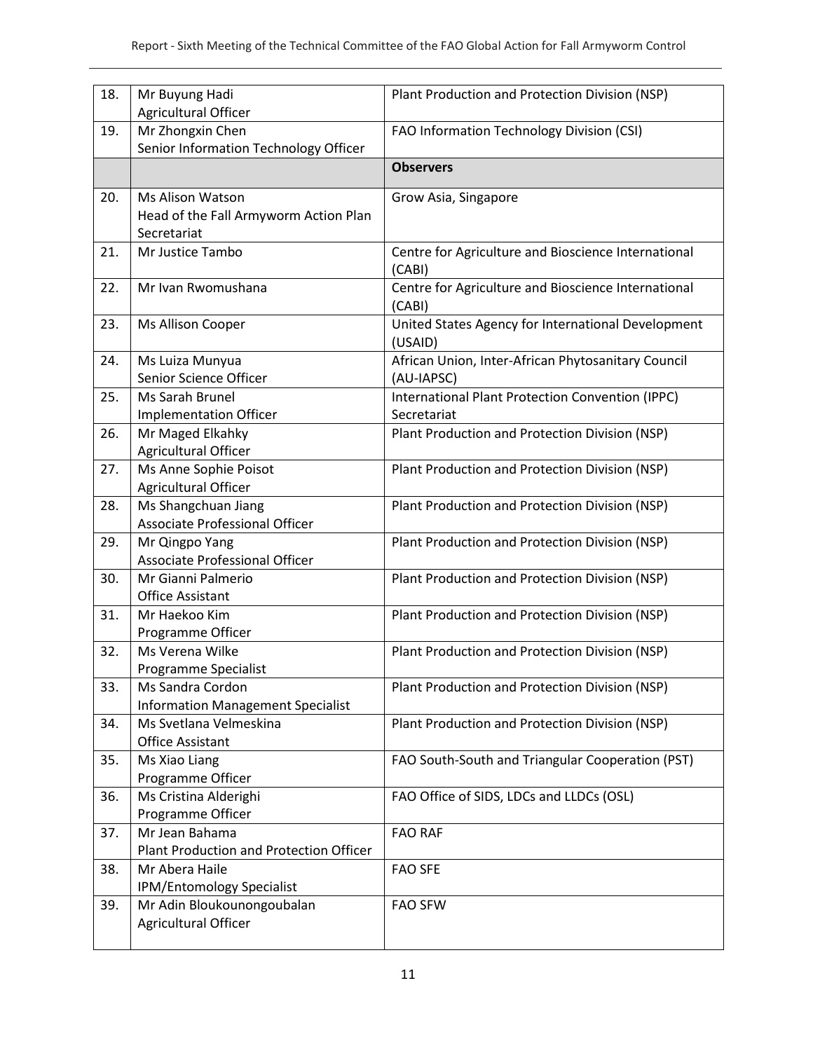| | | |
|---|---|---|
| 18. | Mr Buyung Hadi<br>Agricultural Officer | Plant Production and Protection Division (NSP) |
| 19. | Mr Zhongxin Chen<br>Senior Information Technology Officer | FAO Information Technology Division (CSI) |
| | | **Observers** |
| 20. | Ms Alison Watson<br>Head of the Fall Armyworm Action Plan Secretariat | Grow Asia, Singapore |
| 21. | Mr Justice Tambo | Centre for Agriculture and Bioscience International (CABI) |
| 22. | Mr Ivan Rwomushana | Centre for Agriculture and Bioscience International (CABI) |
| 23. | Ms Allison Cooper | United States Agency for International Development (USAID) |
| 24. | Ms Luiza Munyua<br>Senior Science Officer | African Union, Inter-African Phytosanitary Council (AU-IAPSC) |
| 25. | Ms Sarah Brunel<br>Implementation Officer | International Plant Protection Convention (IPPC) Secretariat |
| 26. | Mr Maged Elkahky<br>Agricultural Officer | Plant Production and Protection Division (NSP) |
| 27. | Ms Anne Sophie Poisot<br>Agricultural Officer | Plant Production and Protection Division (NSP) |
| 28. | Ms Shangchuan Jiang<br>Associate Professional Officer | Plant Production and Protection Division (NSP) |
| 29. | Mr Qingpo Yang<br>Associate Professional Officer | Plant Production and Protection Division (NSP) |
| 30. | Mr Gianni Palmerio<br>Office Assistant | Plant Production and Protection Division (NSP) |
| 31. | Mr Haekoo Kim<br>Programme Officer | Plant Production and Protection Division (NSP) |
| 32. | Ms Verena Wilke<br>Programme Specialist | Plant Production and Protection Division (NSP) |
| 33. | Ms Sandra Cordon<br>Information Management Specialist | Plant Production and Protection Division (NSP) |
| 34. | Ms Svetlana Velmeskina<br>Office Assistant | Plant Production and Protection Division (NSP) |
| 35. | Ms Xiao Liang<br>Programme Officer | FAO South-South and Triangular Cooperation (PST) |
| 36. | Ms Cristina Alderighi<br>Programme Officer | FAO Office of SIDS, LDCs and LLDCs (OSL) |
| 37. | Mr Jean Bahama<br>Plant Production and Protection Officer | FAO RAF |
| 38. | Mr Abera Haile<br>IPM/Entomology Specialist | FAO SFE |
| 39. | Mr Adin Bloukounongoubalan<br>Agricultural Officer | FAO SFW |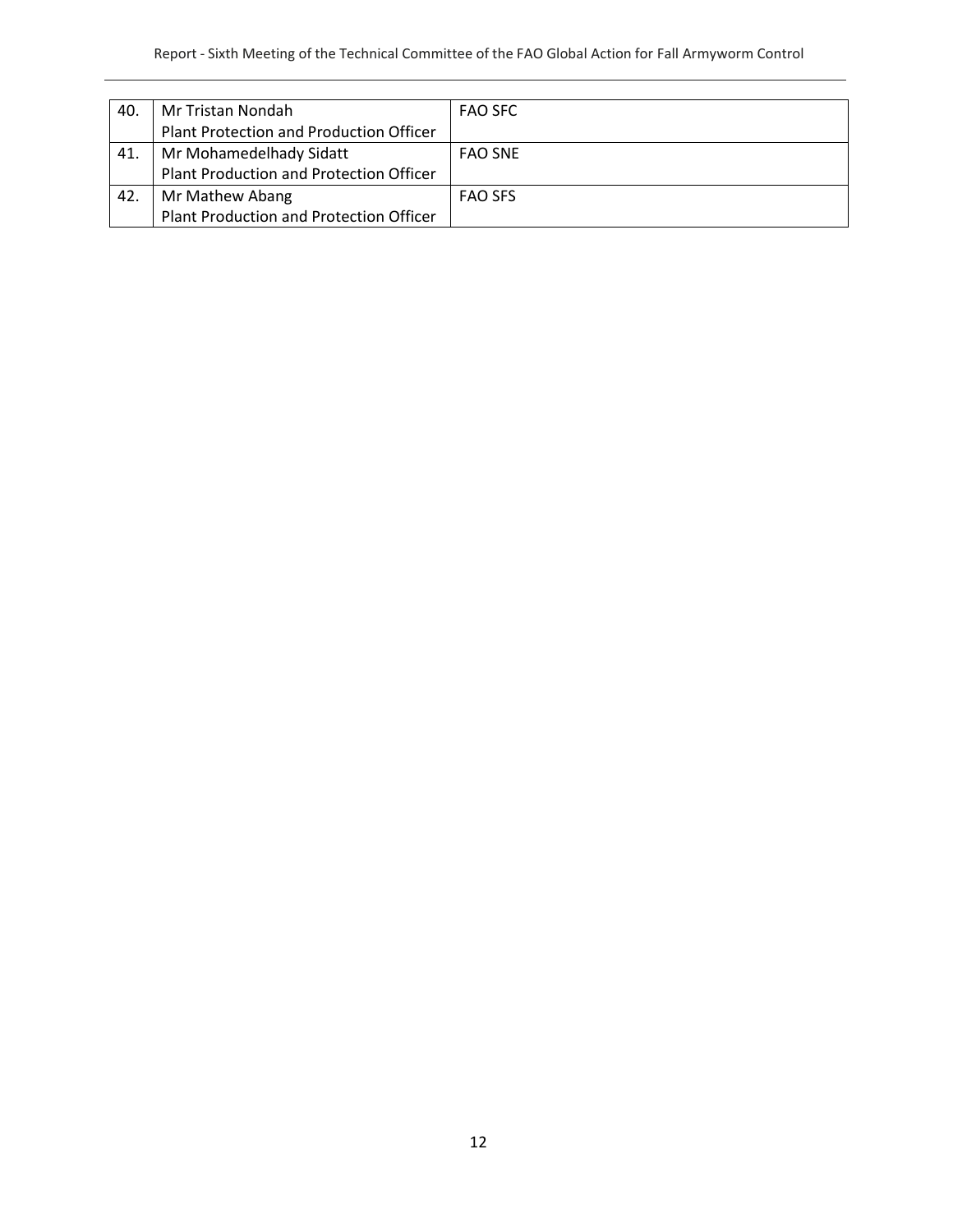| | | |
|---|---|---|
| 40. | Mr Tristan Nondah<br>Plant Protection and Production Officer | FAO SFC |
| 41. | Mr Mohamedelhady Sidatt<br>Plant Production and Protection Officer | FAO SNE |
| 42. | Mr Mathew Abang<br>Plant Production and Protection Officer | FAO SFS |